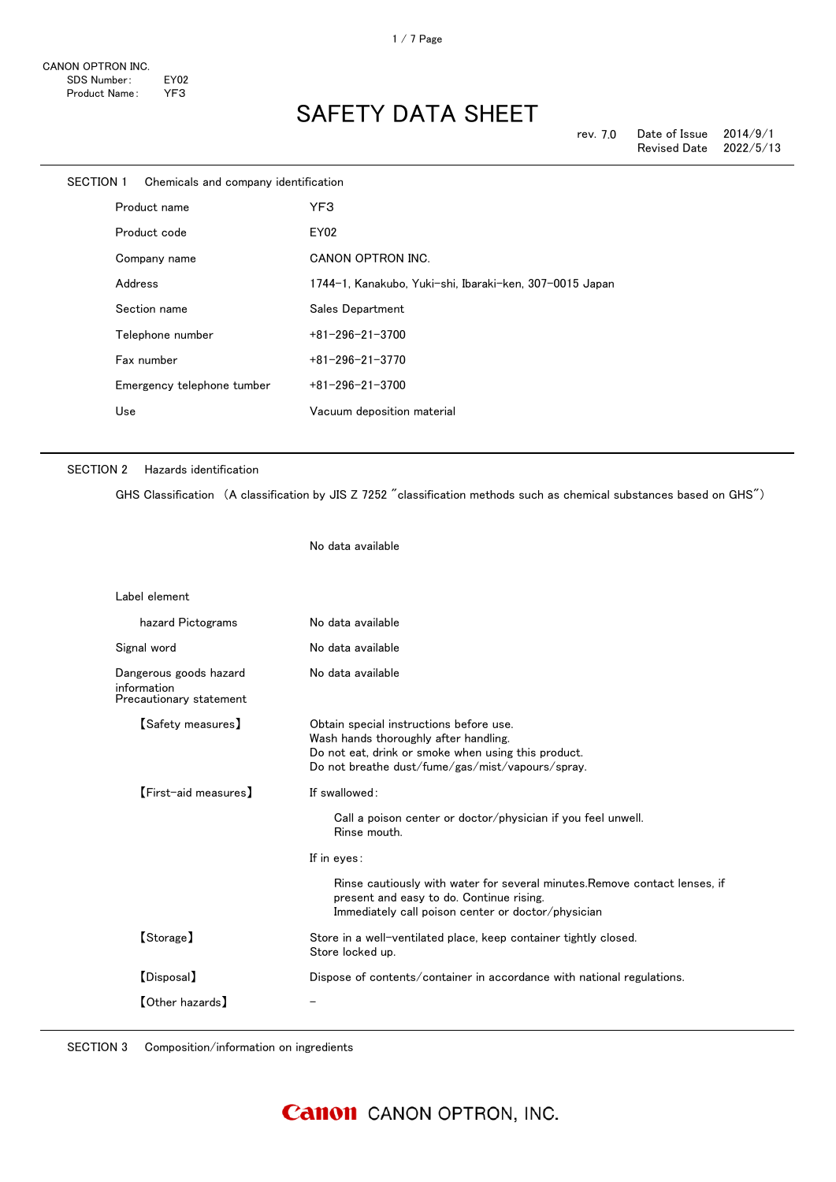CANON OPTRON INC.
SDS Number: EY02
Product Name: YF3

# SAFETY DATA SHEET

rev. 7.0 Date of Issue 2014/9/1
Revised Date 2022/5/13

## SECTION 1 Chemicals and company identification

| | |
|---|---|
| Product name | YF3 |
| Product code | EY02 |
| Company name | CANON OPTRON INC. |
| Address | 1744-1, Kanakubo, Yuki-shi, Ibaraki-ken, 307-0015 Japan |
| Section name | Sales Department |
| Telephone number | +81-296-21-3700 |
| Fax number | +81-296-21-3770 |
| Emergency telephone tumber | +81-296-21-3700 |
| Use | Vacuum deposition material |

## SECTION 2 Hazards identification

GHS Classification （A classification by JIS Z 7252 "classification methods such as chemical substances based on GHS"）

No data available

Label element

| | |
|---|---|
| hazard Pictograms | No data available |
| Signal word | No data available |
| Dangerous goods hazard information | No data available |

Precautionary statement

【Safety measures】
Obtain special instructions before use.
Wash hands thoroughly after handling.
Do not eat, drink or smoke when using this product.
Do not breathe dust/fume/gas/mist/vapours/spray.

【First-aid measures】
If swallowed:

Call a poison center or doctor/physician if you feel unwell.
Rinse mouth.

If in eyes:

Rinse cautiously with water for several minutes.Remove contact lenses, if present and easy to do. Continue rising.
Immediately call poison center or doctor/physician

【Storage】
Store in a well-ventilated place, keep container tightly closed.
Store locked up.

【Disposal】
Dispose of contents/container in accordance with national regulations.

【Other hazards】
－

## SECTION 3 Composition/information on ingredients

Canon CANON OPTRON, INC.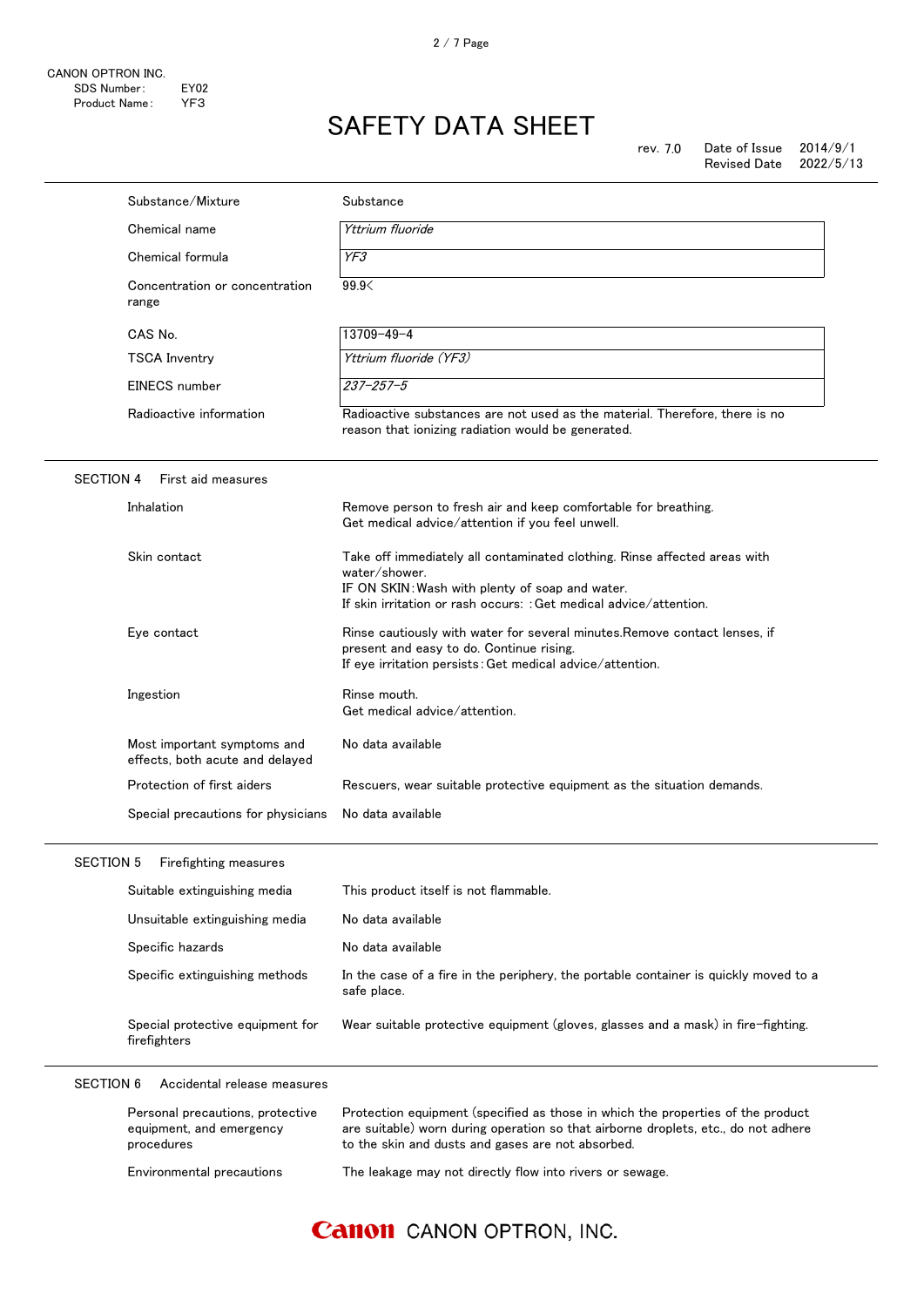| | |
|---|---|
| Substance/Mixture | Substance |
| Chemical name | *Yttrium fluoride* |
| Chemical formula | *YF3* |
| Concentration or concentration range | 99.9< |
| CAS No. | 13709-49-4 |
| TSCA Inventry | *Yttrium fluoride (YF3)* |
| EINECS number | *237-257-5* |
| Radioactive information | Radioactive substances are not used as the material. Therefore, there is no reason that ionizing radiation would be generated. |

## SECTION 4 First aid measures

| | |
|---|---|
| Inhalation | Remove person to fresh air and keep comfortable for breathing.<br>Get medical advice/attention if you feel unwell. |
| Skin contact | Take off immediately all contaminated clothing. Rinse affected areas with water/shower.<br>IF ON SKIN: Wash with plenty of soap and water.<br>If skin irritation or rash occurs: : Get medical advice/attention. |
| Eye contact | Rinse cautiously with water for several minutes.Remove contact lenses, if present and easy to do. Continue rising.<br>If eye irritation persists: Get medical advice/attention. |
| Ingestion | Rinse mouth.<br>Get medical advice/attention. |
| Most important symptoms and effects, both acute and delayed | No data available |
| Protection of first aiders | Rescuers, wear suitable protective equipment as the situation demands. |
| Special precautions for physicians | No data available |

## SECTION 5 Firefighting measures

| | |
|---|---|
| Suitable extinguishing media | This product itself is not flammable. |
| Unsuitable extinguishing media | No data available |
| Specific hazards | No data available |
| Specific extinguishing methods | In the case of a fire in the periphery, the portable container is quickly moved to a safe place. |
| Special protective equipment for firefighters | Wear suitable protective equipment (gloves, glasses and a mask) in fire-fighting. |

## SECTION 6 Accidental release measures

| | |
|---|---|
| Personal precautions, protective equipment, and emergency procedures | Protection equipment (specified as those in which the properties of the product are suitable) worn during operation so that airborne droplets, etc., do not adhere to the skin and dusts and gases are not absorbed. |
| Environmental precautions | The leakage may not directly flow into rivers or sewage. |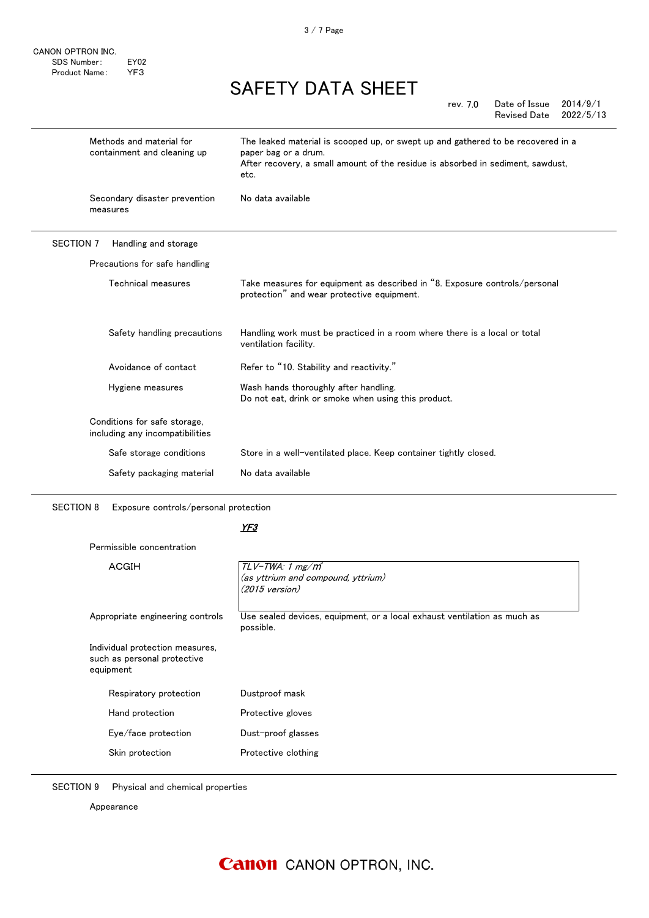| | |
|---|---|
| Methods and material for containment and cleaning up | The leaked material is scooped up, or swept up and gathered to be recovered in a paper bag or a drum.<br>After recovery, a small amount of the residue is absorbed in sediment, sawdust, etc. |
| Secondary disaster prevention measures | No data available |

## SECTION 7 Handling and storage

**Precautions for safe handling**

| | |
|---|---|
| Technical measures | Take measures for equipment as described in "8. Exposure controls/personal protection" and wear protective equipment. |
| Safety handling precautions | Handling work must be practiced in a room where there is a local or total ventilation facility. |
| Avoidance of contact | Refer to "10. Stability and reactivity." |
| Hygiene measures | Wash hands thoroughly after handling.<br>Do not eat, drink or smoke when using this product. |

**Conditions for safe storage, including any incompatibilities**

| | |
|---|---|
| Safe storage conditions | Store in a well-ventilated place. Keep container tightly closed. |
| Safety packaging material | No data available |

## SECTION 8 Exposure controls/personal protection

***YF3***

**Permissible concentration**

| | |
|---|---|
| ACGIH | *TLV-TWA: 1 mg/m³*<br>*(as yttrium and compound, yttrium)*<br>*(2015 version)* |

| | |
|---|---|
| Appropriate engineering controls | Use sealed devices, equipment, or a local exhaust ventilation as much as possible. |

**Individual protection measures, such as personal protective equipment**

| | |
|---|---|
| Respiratory protection | Dustproof mask |
| Hand protection | Protective gloves |
| Eye/face protection | Dust-proof glasses |
| Skin protection | Protective clothing |

## SECTION 9 Physical and chemical properties

**Appearance**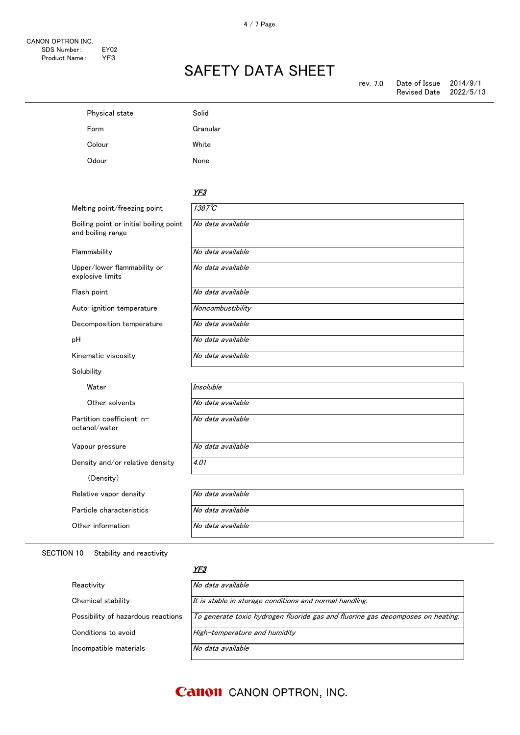| | |
|---|---|
| Physical state | Solid |
| Form | Granular |
| Colour | White |
| Odour | None |

| | ***YF3*** |
|---|---|
| Melting point/freezing point | *1387℃* |
| Boiling point or initial boiling point and boiling range | *No data available* |
| Flammability | *No data available* |
| Upper/lower flammability or explosive limits | *No data available* |
| Flash point | *No data available* |
| Auto-ignition temperature | *Noncombustibility* |
| Decomposition temperature | *No data available* |
| pH | *No data available* |
| Kinematic viscosity | *No data available* |
| Solubility | |
| Water | *Insoluble* |
| Other solvents | *No data available* |
| Partition coefficient: n-octanol/water | *No data available* |
| Vapour pressure | *No data available* |
| Density and/or relative density (Density) | *4.01* |
| Relative vapor density | *No data available* |
| Particle characteristics | *No data available* |
| Other information | *No data available* |

## SECTION 10 Stability and reactivity

| | ***YF3*** |
|---|---|
| Reactivity | *No data available* |
| Chemical stability | *It is stable in storage conditions and normal handling.* |
| Possibility of hazardous reactions | *To generate toxic hydrogen fluoride gas and fluorine gas decomposes on heating.* |
| Conditions to avoid | *High-temperature and humidity* |
| Incompatible materials | *No data available* |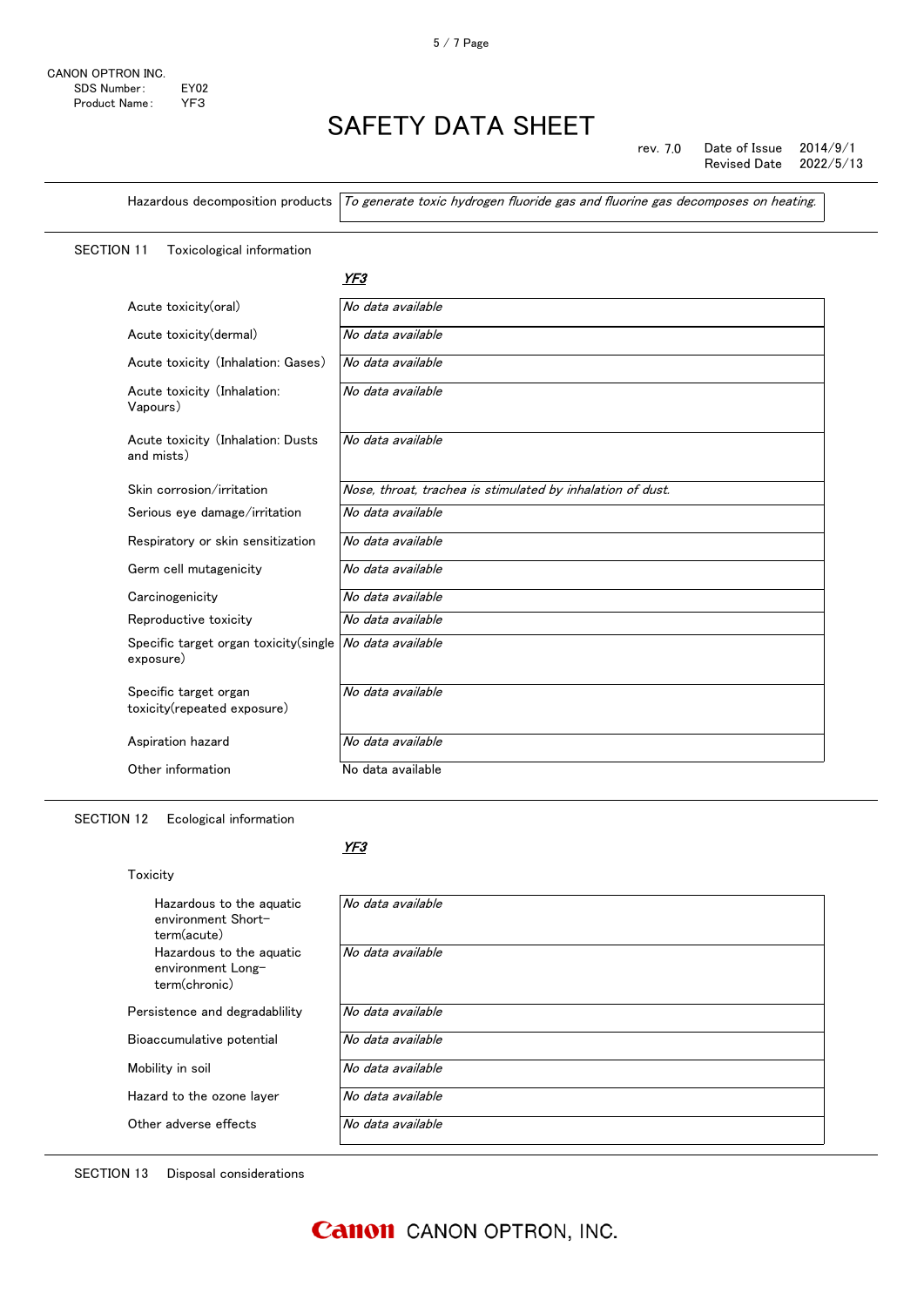| | |
|---|---|
| Hazardous decomposition products | *To generate toxic hydrogen fluoride gas and fluorine gas decomposes on heating.* |

## SECTION 11 Toxicological information

| | ***YF3*** |
|---|---|
| Acute toxicity(oral) | *No data available* |
| Acute toxicity(dermal) | *No data available* |
| Acute toxicity (Inhalation: Gases) | *No data available* |
| Acute toxicity (Inhalation: Vapours) | *No data available* |
| Acute toxicity (Inhalation: Dusts and mists) | *No data available* |
| Skin corrosion/irritation | *Nose, throat, trachea is stimulated by inhalation of dust.* |
| Serious eye damage/irritation | *No data available* |
| Respiratory or skin sensitization | *No data available* |
| Germ cell mutagenicity | *No data available* |
| Carcinogenicity | *No data available* |
| Reproductive toxicity | *No data available* |
| Specific target organ toxicity(single exposure) | *No data available* |
| Specific target organ toxicity(repeated exposure) | *No data available* |
| Aspiration hazard | *No data available* |
| Other information | No data available |

## SECTION 12 Ecological information

| | ***YF3*** |
|---|---|
| Toxicity | |
| Hazardous to the aquatic environment Short-term(acute) | *No data available* |
| Hazardous to the aquatic environment Long-term(chronic) | *No data available* |
| Persistence and degradablility | *No data available* |
| Bioaccumulative potential | *No data available* |
| Mobility in soil | *No data available* |
| Hazard to the ozone layer | *No data available* |
| Other adverse effects | *No data available* |

## SECTION 13 Disposal considerations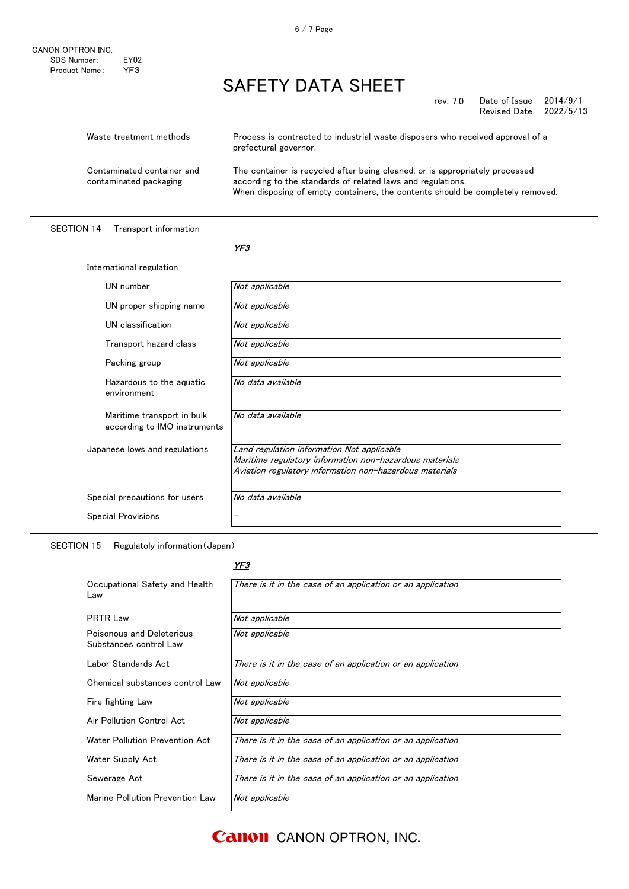| | |
|---|---|
| Waste treatment methods | Process is contracted to industrial waste disposers who received approval of a prefectural governor. |
| Contaminated container and contaminated packaging | The container is recycled after being cleaned, or is appropriately processed according to the standards of related laws and regulations. When disposing of empty containers, the contents should be completely removed. |

## SECTION 14 Transport information

***YF3***

International regulation

| | |
|---|---|
| UN number | *Not applicable* |
| UN proper shipping name | *Not applicable* |
| UN classification | *Not applicable* |
| Transport hazard class | *Not applicable* |
| Packing group | *Not applicable* |
| Hazardous to the aquatic environment | *No data available* |
| Maritime transport in bulk according to IMO instruments | *No data available* |
| Japanese lows and regulations | *Land regulation information Not applicable*<br>*Maritime regulatory information non-hazardous materials*<br>*Aviation regulatory information non-hazardous materials* |
| Special precautions for users | *No data available* |
| Special Provisions | – |

## SECTION 15 Regulatoly information(Japan)

***YF3***

| | |
|---|---|
| Occupational Safety and Health Law | *There is it in the case of an application or an application* |
| PRTR Law | *Not applicable* |
| Poisonous and Deleterious Substances control Law | *Not applicable* |
| Labor Standards Act | *There is it in the case of an application or an application* |
| Chemical substances control Law | *Not applicable* |
| Fire fighting Law | *Not applicable* |
| Air Pollution Control Act | *Not applicable* |
| Water Pollution Prevention Act | *There is it in the case of an application or an application* |
| Water Supply Act | *There is it in the case of an application or an application* |
| Sewerage Act | *There is it in the case of an application or an application* |
| Marine Pollution Prevention Law | *Not applicable* |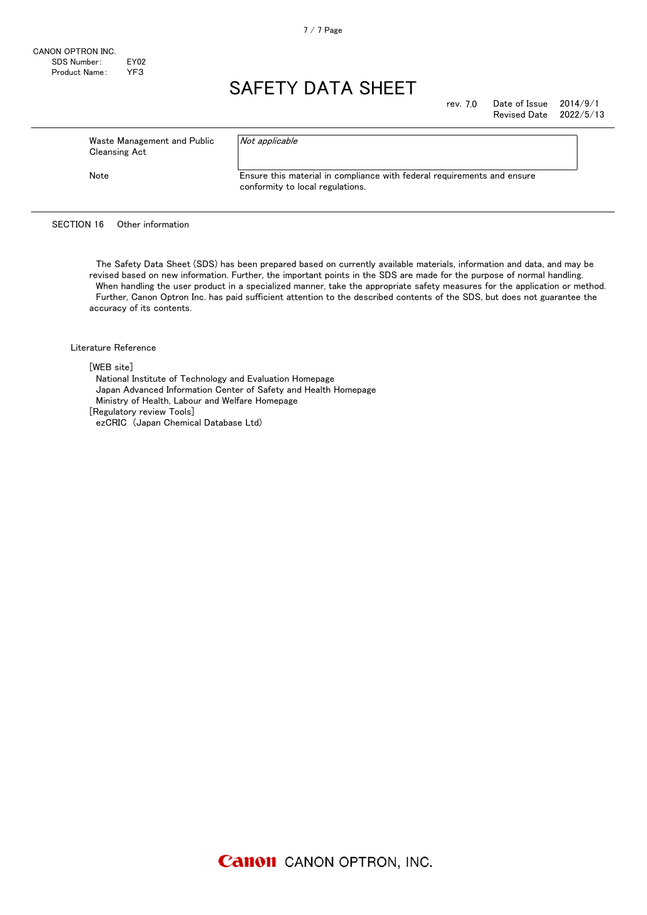| | |
|---|---|
| Waste Management and Public Cleansing Act | *Not applicable* |
| Note | Ensure this material in compliance with federal requirements and ensure conformity to local regulations. |

## SECTION 16 Other information

The Safety Data Sheet (SDS) has been prepared based on currently available materials, information and data, and may be revised based on new information. Further, the important points in the SDS are made for the purpose of normal handling.
When handling the user product in a specialized manner, take the appropriate safety measures for the application or method.
Further, Canon Optron Inc. has paid sufficient attention to the described contents of the SDS, but does not guarantee the accuracy of its contents.

### Literature Reference

[WEB site]
National Institute of Technology and Evaluation Homepage
Japan Advanced Information Center of Safety and Health Homepage
Ministry of Health, Labour and Welfare Homepage
[Regulatory review Tools]
ezCRIC（Japan Chemical Database Ltd）